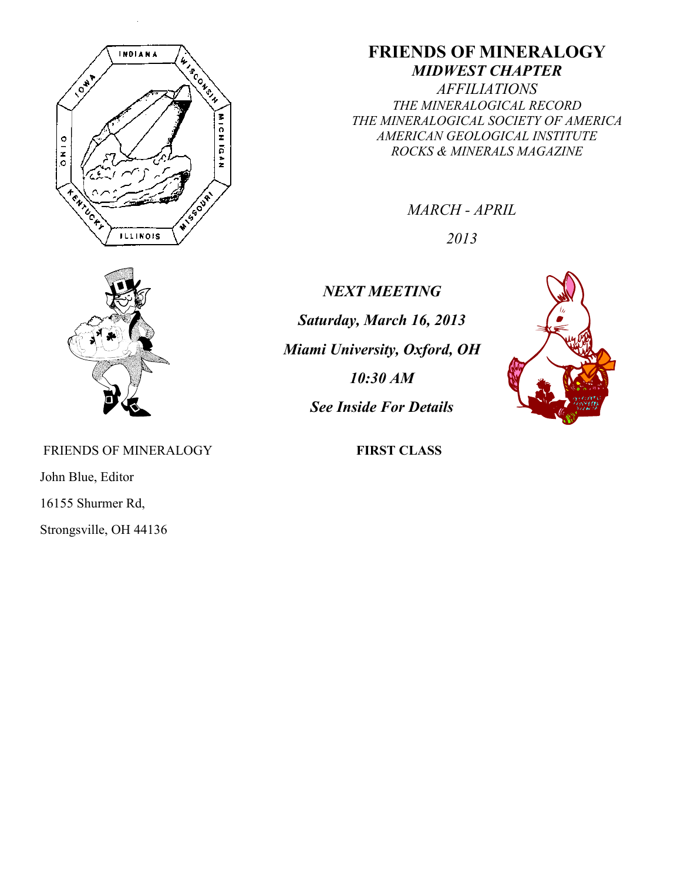# FRIENDS OF MINERALOGY

## *MIDWEST CHAPTER*

*AFFILIATIONS*

*THE MINERALOGICAL RECORD*
*THE MINERALOGICAL SOCIETY OF AMERICA*
*AMERICAN GEOLOGICAL INSTITUTE*
*ROCKS & MINERALS MAGAZINE*

*MARCH - APRIL*

*2013*

***NEXT MEETING***

***Saturday, March 16, 2013***

***Miami University, Oxford, OH***

***10:30 AM***

***See Inside For Details***

FRIENDS OF MINERALOGY

John Blue, Editor

16155 Shurmer Rd,

Strongsville, OH 44136

**FIRST CLASS**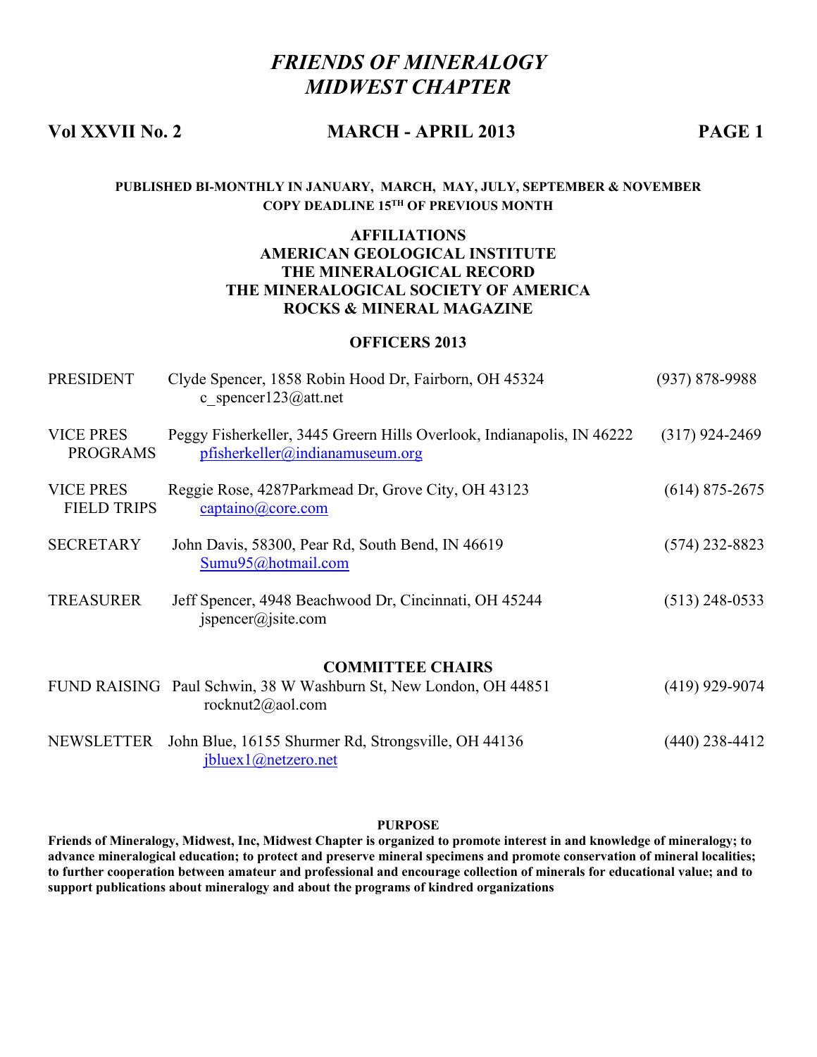# *FRIENDS OF MINERALOGY*
# *MIDWEST CHAPTER*

**Vol XXVII No. 2** **MARCH - APRIL 2013**

**PUBLISHED BI-MONTHLY IN JANUARY, MARCH, MAY, JULY, SEPTEMBER & NOVEMBER**
**COPY DEADLINE 15TH OF PREVIOUS MONTH**

**AFFILIATIONS**
**AMERICAN GEOLOGICAL INSTITUTE**
**THE MINERALOGICAL RECORD**
**THE MINERALOGICAL SOCIETY OF AMERICA**
**ROCKS & MINERAL MAGAZINE**

**OFFICERS 2013**

| | | |
|---|---|---|
| PRESIDENT | Clyde Spencer, 1858 Robin Hood Dr, Fairborn, OH 45324<br>c_spencer123@att.net | (937) 878-9988 |
| VICE PRES PROGRAMS | Peggy Fisherkeller, 3445 Greern Hills Overlook, Indianapolis, IN 46222<br>pfisherkeller@indianamuseum.org | (317) 924-2469 |
| VICE PRES FIELD TRIPS | Reggie Rose, 4287Parkmead Dr, Grove City, OH 43123<br>captaino@core.com | (614) 875-2675 |
| SECRETARY | John Davis, 58300, Pear Rd, South Bend, IN 46619<br>Sumu95@hotmail.com | (574) 232-8823 |
| TREASURER | Jeff Spencer, 4948 Beachwood Dr, Cincinnati, OH 45244<br>jspencer@jsite.com | (513) 248-0533 |

**COMMITTEE CHAIRS**

| | | |
|---|---|---|
| FUND RAISING | Paul Schwin, 38 W Washburn St, New London, OH 44851<br>rocknut2@aol.com | (419) 929-9074 |
| NEWSLETTER | John Blue, 16155 Shurmer Rd, Strongsville, OH 44136<br>jbluex1@netzero.net | (440) 238-4412 |

**PURPOSE**

**Friends of Mineralogy, Midwest, Inc, Midwest Chapter is organized to promote interest in and knowledge of mineralogy; to advance mineralogical education; to protect and preserve mineral specimens and promote conservation of mineral localities; to further cooperation between amateur and professional and encourage collection of minerals for educational value; and to support publications about mineralogy and about the programs of kindred organizations**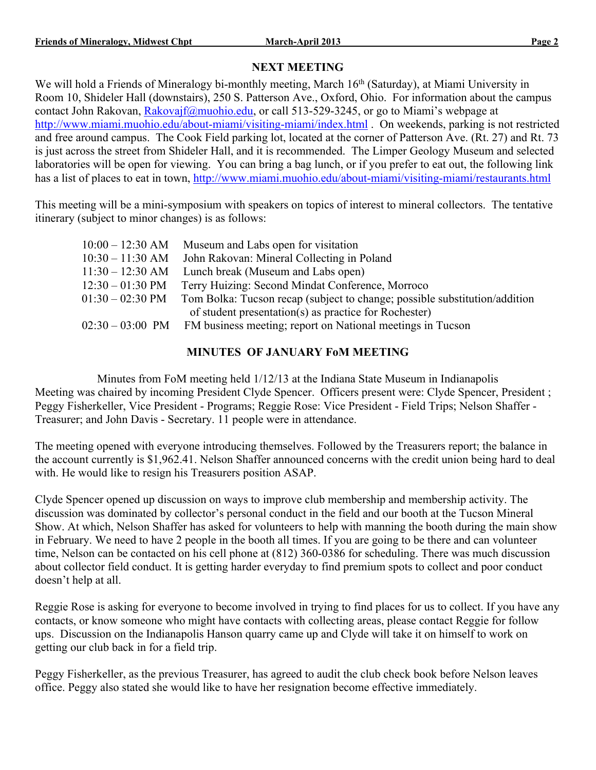## NEXT MEETING

We will hold a Friends of Mineralogy bi-monthly meeting, March 16th (Saturday), at Miami University in Room 10, Shideler Hall (downstairs), 250 S. Patterson Ave., Oxford, Ohio. For information about the campus contact John Rakovan, Rakovajf@muohio.edu, or call 513-529-3245, or go to Miami's webpage at http://www.miami.muohio.edu/about-miami/visiting-miami/index.html . On weekends, parking is not restricted and free around campus. The Cook Field parking lot, located at the corner of Patterson Ave. (Rt. 27) and Rt. 73 is just across the street from Shideler Hall, and it is recommended. The Limper Geology Museum and selected laboratories will be open for viewing. You can bring a bag lunch, or if you prefer to eat out, the following link has a list of places to eat in town, http://www.miami.muohio.edu/about-miami/visiting-miami/restaurants.html

This meeting will be a mini-symposium with speakers on topics of interest to mineral collectors. The tentative itinerary (subject to minor changes) is as follows:

| | |
|---|---|
| 10:00 – 12:30 AM | Museum and Labs open for visitation |
| 10:30 – 11:30 AM | John Rakovan: Mineral Collecting in Poland |
| 11:30 – 12:30 AM | Lunch break (Museum and Labs open) |
| 12:30 – 01:30 PM | Terry Huizing: Second Mindat Conference, Morroco |
| 01:30 – 02:30 PM | Tom Bolka: Tucson recap (subject to change; possible substitution/addition of student presentation(s) as practice for Rochester) |
| 02:30 – 03:00 PM | FM business meeting; report on National meetings in Tucson |

## MINUTES OF JANUARY FoM MEETING

Minutes from FoM meeting held 1/12/13 at the Indiana State Museum in Indianapolis
Meeting was chaired by incoming President Clyde Spencer. Officers present were: Clyde Spencer, President ; Peggy Fisherkeller, Vice President - Programs; Reggie Rose: Vice President - Field Trips; Nelson Shaffer - Treasurer; and John Davis - Secretary. 11 people were in attendance.

The meeting opened with everyone introducing themselves. Followed by the Treasurers report; the balance in the account currently is $1,962.41. Nelson Shaffer announced concerns with the credit union being hard to deal with. He would like to resign his Treasurers position ASAP.

Clyde Spencer opened up discussion on ways to improve club membership and membership activity. The discussion was dominated by collector's personal conduct in the field and our booth at the Tucson Mineral Show. At which, Nelson Shaffer has asked for volunteers to help with manning the booth during the main show in February. We need to have 2 people in the booth all times. If you are going to be there and can volunteer time, Nelson can be contacted on his cell phone at (812) 360-0386 for scheduling. There was much discussion about collector field conduct. It is getting harder everyday to find premium spots to collect and poor conduct doesn't help at all.

Reggie Rose is asking for everyone to become involved in trying to find places for us to collect. If you have any contacts, or know someone who might have contacts with collecting areas, please contact Reggie for follow ups. Discussion on the Indianapolis Hanson quarry came up and Clyde will take it on himself to work on getting our club back in for a field trip.

Peggy Fisherkeller, as the previous Treasurer, has agreed to audit the club check book before Nelson leaves office. Peggy also stated she would like to have her resignation become effective immediately.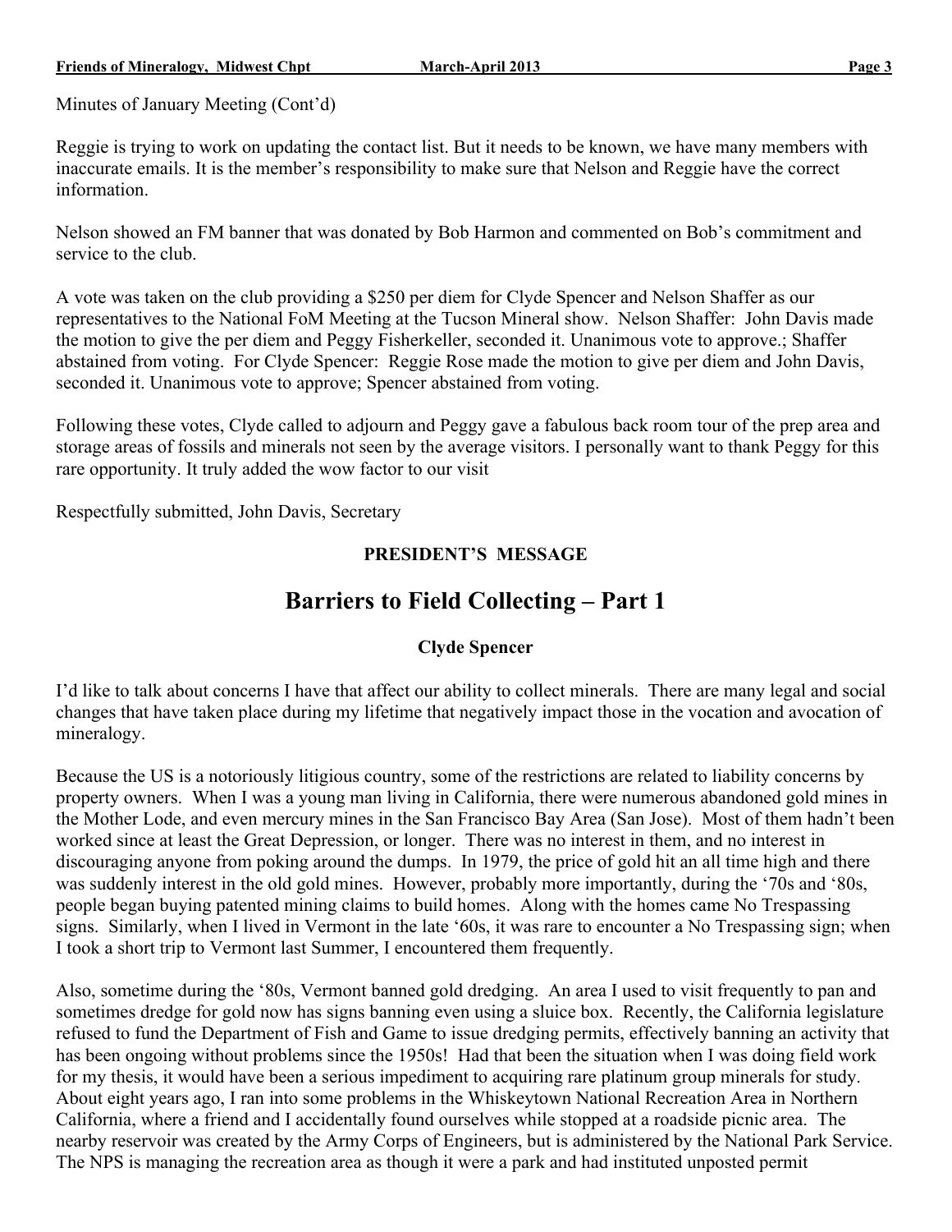Minutes of January Meeting (Cont'd)

Reggie is trying to work on updating the contact list. But it needs to be known, we have many members with inaccurate emails. It is the member's responsibility to make sure that Nelson and Reggie have the correct information.

Nelson showed an FM banner that was donated by Bob Harmon and commented on Bob's commitment and service to the club.

A vote was taken on the club providing a $250 per diem for Clyde Spencer and Nelson Shaffer as our representatives to the National FoM Meeting at the Tucson Mineral show. Nelson Shaffer: John Davis made the motion to give the per diem and Peggy Fisherkeller, seconded it. Unanimous vote to approve.; Shaffer abstained from voting. For Clyde Spencer: Reggie Rose made the motion to give per diem and John Davis, seconded it. Unanimous vote to approve; Spencer abstained from voting.

Following these votes, Clyde called to adjourn and Peggy gave a fabulous back room tour of the prep area and storage areas of fossils and minerals not seen by the average visitors. I personally want to thank Peggy for this rare opportunity. It truly added the wow factor to our visit

Respectfully submitted, John Davis, Secretary

**PRESIDENT'S MESSAGE**

# Barriers to Field Collecting – Part 1

**Clyde Spencer**

I'd like to talk about concerns I have that affect our ability to collect minerals. There are many legal and social changes that have taken place during my lifetime that negatively impact those in the vocation and avocation of mineralogy.

Because the US is a notoriously litigious country, some of the restrictions are related to liability concerns by property owners. When I was a young man living in California, there were numerous abandoned gold mines in the Mother Lode, and even mercury mines in the San Francisco Bay Area (San Jose). Most of them hadn't been worked since at least the Great Depression, or longer. There was no interest in them, and no interest in discouraging anyone from poking around the dumps. In 1979, the price of gold hit an all time high and there was suddenly interest in the old gold mines. However, probably more importantly, during the '70s and '80s, people began buying patented mining claims to build homes. Along with the homes came No Trespassing signs. Similarly, when I lived in Vermont in the late '60s, it was rare to encounter a No Trespassing sign; when I took a short trip to Vermont last Summer, I encountered them frequently.

Also, sometime during the '80s, Vermont banned gold dredging. An area I used to visit frequently to pan and sometimes dredge for gold now has signs banning even using a sluice box. Recently, the California legislature refused to fund the Department of Fish and Game to issue dredging permits, effectively banning an activity that has been ongoing without problems since the 1950s! Had that been the situation when I was doing field work for my thesis, it would have been a serious impediment to acquiring rare platinum group minerals for study. About eight years ago, I ran into some problems in the Whiskeytown National Recreation Area in Northern California, where a friend and I accidentally found ourselves while stopped at a roadside picnic area. The nearby reservoir was created by the Army Corps of Engineers, but is administered by the National Park Service. The NPS is managing the recreation area as though it were a park and had instituted unposted permit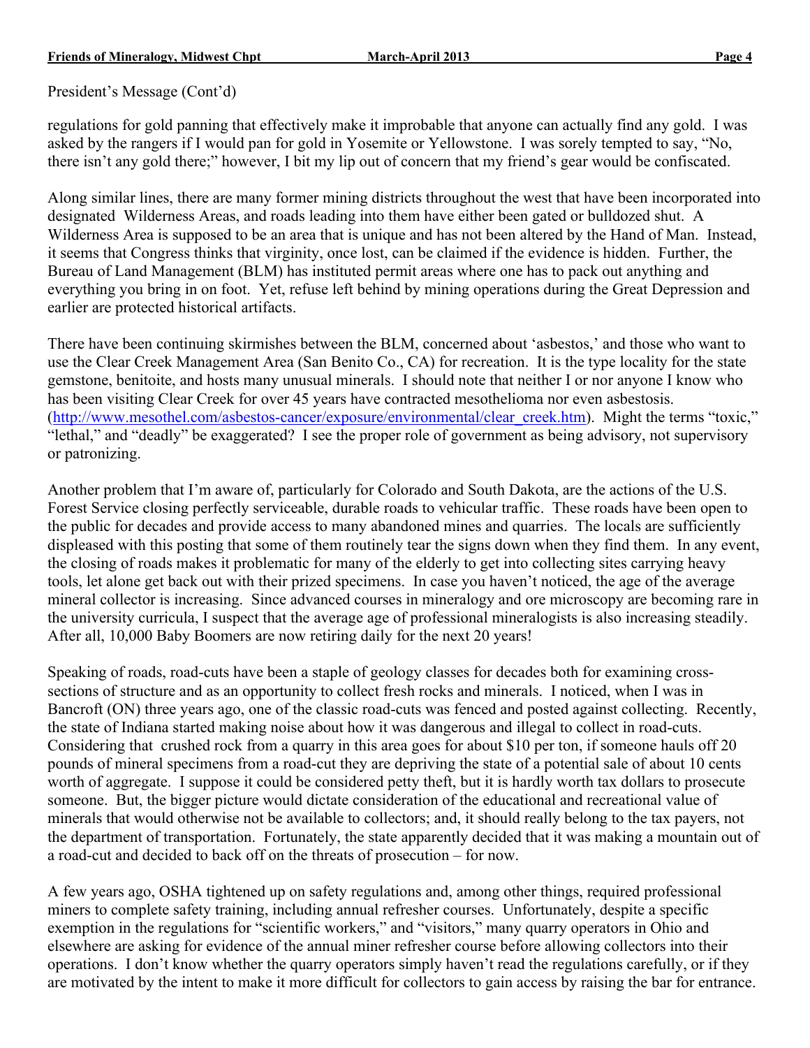President's Message (Cont'd)

regulations for gold panning that effectively make it improbable that anyone can actually find any gold. I was asked by the rangers if I would pan for gold in Yosemite or Yellowstone. I was sorely tempted to say, "No, there isn't any gold there;" however, I bit my lip out of concern that my friend's gear would be confiscated.

Along similar lines, there are many former mining districts throughout the west that have been incorporated into designated Wilderness Areas, and roads leading into them have either been gated or bulldozed shut. A Wilderness Area is supposed to be an area that is unique and has not been altered by the Hand of Man. Instead, it seems that Congress thinks that virginity, once lost, can be claimed if the evidence is hidden. Further, the Bureau of Land Management (BLM) has instituted permit areas where one has to pack out anything and everything you bring in on foot. Yet, refuse left behind by mining operations during the Great Depression and earlier are protected historical artifacts.

There have been continuing skirmishes between the BLM, concerned about 'asbestos,' and those who want to use the Clear Creek Management Area (San Benito Co., CA) for recreation. It is the type locality for the state gemstone, benitoite, and hosts many unusual minerals. I should note that neither I or nor anyone I know who has been visiting Clear Creek for over 45 years have contracted mesothelioma nor even asbestosis. (http://www.mesothel.com/asbestos-cancer/exposure/environmental/clear_creek.htm). Might the terms "toxic," "lethal," and "deadly" be exaggerated? I see the proper role of government as being advisory, not supervisory or patronizing.

Another problem that I'm aware of, particularly for Colorado and South Dakota, are the actions of the U.S. Forest Service closing perfectly serviceable, durable roads to vehicular traffic. These roads have been open to the public for decades and provide access to many abandoned mines and quarries. The locals are sufficiently displeased with this posting that some of them routinely tear the signs down when they find them. In any event, the closing of roads makes it problematic for many of the elderly to get into collecting sites carrying heavy tools, let alone get back out with their prized specimens. In case you haven't noticed, the age of the average mineral collector is increasing. Since advanced courses in mineralogy and ore microscopy are becoming rare in the university curricula, I suspect that the average age of professional mineralogists is also increasing steadily. After all, 10,000 Baby Boomers are now retiring daily for the next 20 years!

Speaking of roads, road-cuts have been a staple of geology classes for decades both for examining cross-sections of structure and as an opportunity to collect fresh rocks and minerals. I noticed, when I was in Bancroft (ON) three years ago, one of the classic road-cuts was fenced and posted against collecting. Recently, the state of Indiana started making noise about how it was dangerous and illegal to collect in road-cuts. Considering that crushed rock from a quarry in this area goes for about $10 per ton, if someone hauls off 20 pounds of mineral specimens from a road-cut they are depriving the state of a potential sale of about 10 cents worth of aggregate. I suppose it could be considered petty theft, but it is hardly worth tax dollars to prosecute someone. But, the bigger picture would dictate consideration of the educational and recreational value of minerals that would otherwise not be available to collectors; and, it should really belong to the tax payers, not the department of transportation. Fortunately, the state apparently decided that it was making a mountain out of a road-cut and decided to back off on the threats of prosecution – for now.

A few years ago, OSHA tightened up on safety regulations and, among other things, required professional miners to complete safety training, including annual refresher courses. Unfortunately, despite a specific exemption in the regulations for "scientific workers," and "visitors," many quarry operators in Ohio and elsewhere are asking for evidence of the annual miner refresher course before allowing collectors into their operations. I don't know whether the quarry operators simply haven't read the regulations carefully, or if they are motivated by the intent to make it more difficult for collectors to gain access by raising the bar for entrance.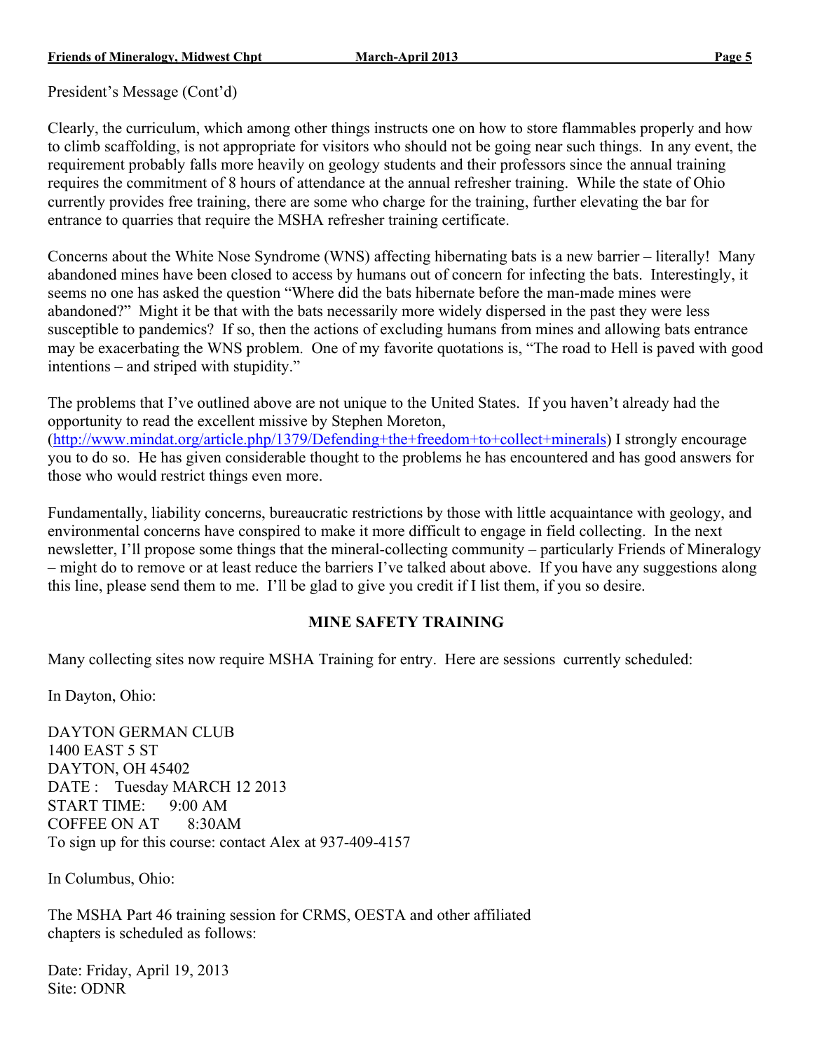President's Message (Cont'd)

Clearly, the curriculum, which among other things instructs one on how to store flammables properly and how to climb scaffolding, is not appropriate for visitors who should not be going near such things. In any event, the requirement probably falls more heavily on geology students and their professors since the annual training requires the commitment of 8 hours of attendance at the annual refresher training. While the state of Ohio currently provides free training, there are some who charge for the training, further elevating the bar for entrance to quarries that require the MSHA refresher training certificate.

Concerns about the White Nose Syndrome (WNS) affecting hibernating bats is a new barrier – literally! Many abandoned mines have been closed to access by humans out of concern for infecting the bats. Interestingly, it seems no one has asked the question "Where did the bats hibernate before the man-made mines were abandoned?" Might it be that with the bats necessarily more widely dispersed in the past they were less susceptible to pandemics? If so, then the actions of excluding humans from mines and allowing bats entrance may be exacerbating the WNS problem. One of my favorite quotations is, "The road to Hell is paved with good intentions – and striped with stupidity."

The problems that I've outlined above are not unique to the United States. If you haven't already had the opportunity to read the excellent missive by Stephen Moreton, (http://www.mindat.org/article.php/1379/Defending+the+freedom+to+collect+minerals) I strongly encourage you to do so. He has given considerable thought to the problems he has encountered and has good answers for those who would restrict things even more.

Fundamentally, liability concerns, bureaucratic restrictions by those with little acquaintance with geology, and environmental concerns have conspired to make it more difficult to engage in field collecting. In the next newsletter, I'll propose some things that the mineral-collecting community – particularly Friends of Mineralogy – might do to remove or at least reduce the barriers I've talked about above. If you have any suggestions along this line, please send them to me. I'll be glad to give you credit if I list them, if you so desire.

## MINE SAFETY TRAINING

Many collecting sites now require MSHA Training for entry. Here are sessions currently scheduled:

In Dayton, Ohio:

DAYTON GERMAN CLUB
1400 EAST 5 ST
DAYTON, OH 45402
DATE : Tuesday MARCH 12 2013
START TIME: 9:00 AM
COFFEE ON AT 8:30AM
To sign up for this course: contact Alex at 937-409-4157

In Columbus, Ohio:

The MSHA Part 46 training session for CRMS, OESTA and other affiliated chapters is scheduled as follows:

Date: Friday, April 19, 2013
Site: ODNR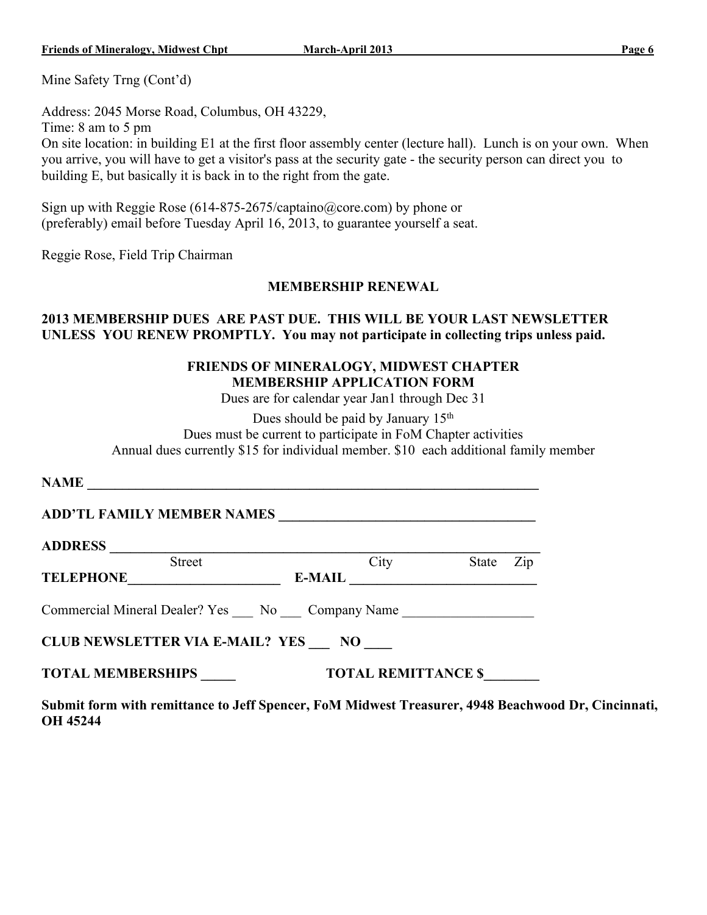Mine Safety Trng (Cont'd)

Address: 2045 Morse Road, Columbus, OH 43229,
Time: 8 am to 5 pm
On site location: in building E1 at the first floor assembly center (lecture hall). Lunch is on your own. When you arrive, you will have to get a visitor's pass at the security gate - the security person can direct you to building E, but basically it is back in to the right from the gate.

Sign up with Reggie Rose (614-875-2675/captaino@core.com) by phone or (preferably) email before Tuesday April 16, 2013, to guarantee yourself a seat.

Reggie Rose, Field Trip Chairman

## MEMBERSHIP RENEWAL

**2013 MEMBERSHIP DUES ARE PAST DUE. THIS WILL BE YOUR LAST NEWSLETTER UNLESS YOU RENEW PROMPTLY. You may not participate in collecting trips unless paid.**

### FRIENDS OF MINERALOGY, MIDWEST CHAPTER
### MEMBERSHIP APPLICATION FORM

Dues are for calendar year Jan1 through Dec 31

Dues should be paid by January 15th

Dues must be current to participate in FoM Chapter activities

Annual dues currently $15 for individual member. $10 each additional family member

**NAME** ______________________________________________________________

**ADD'TL FAMILY MEMBER NAMES** ___________________________________

**ADDRESS** ___________________________________________________________
Street City State Zip

**TELEPHONE**_____________________ **E-MAIL** __________________________

Commercial Mineral Dealer? Yes ___ No ___ Company Name __________________

**CLUB NEWSLETTER VIA E-MAIL? YES ___ NO ____**

**TOTAL MEMBERSHIPS _____ TOTAL REMITTANCE $________**

**Submit form with remittance to Jeff Spencer, FoM Midwest Treasurer, 4948 Beachwood Dr, Cincinnati, OH 45244**